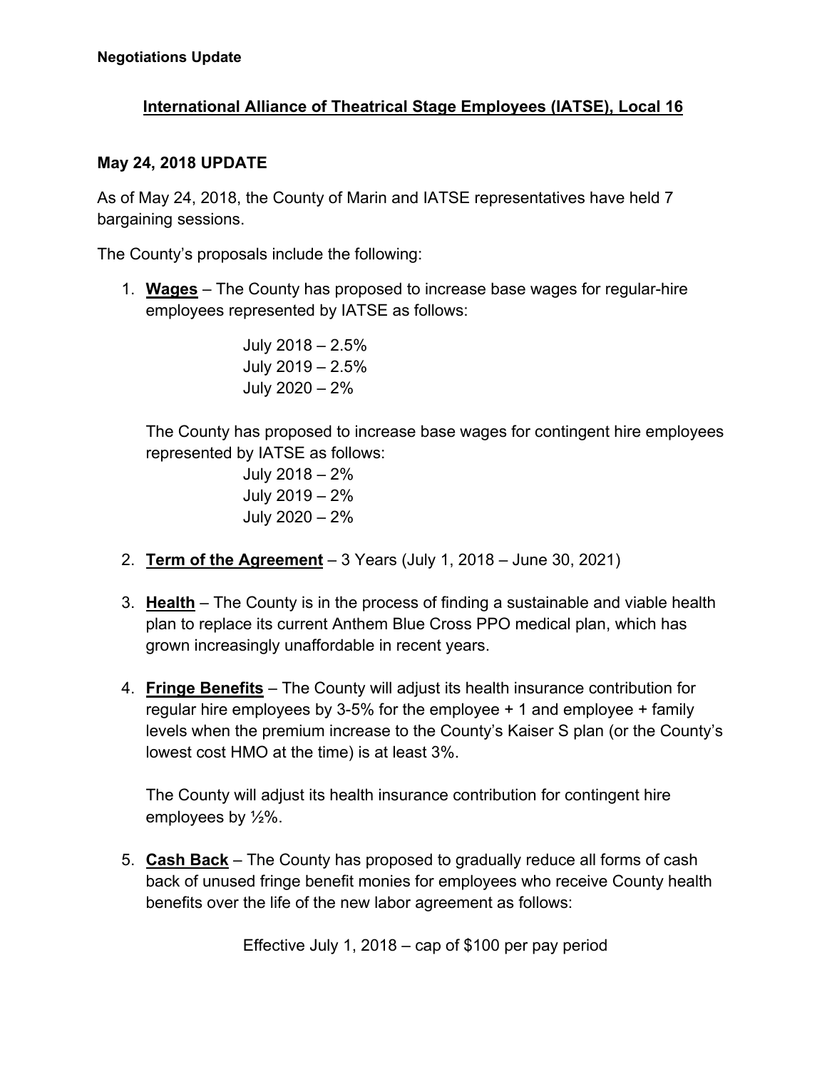**Negotiations Update**

## International Alliance of Theatrical Stage Employees (IATSE), Local 16

### May 24, 2018 UPDATE

As of May 24, 2018, the County of Marin and IATSE representatives have held 7 bargaining sessions.

The County's proposals include the following:

1. **Wages** – The County has proposed to increase base wages for regular-hire employees represented by IATSE as follows:

   July 2018 – 2.5%
   July 2019 – 2.5%
   July 2020 – 2%

   The County has proposed to increase base wages for contingent hire employees represented by IATSE as follows:

   July 2018 – 2%
   July 2019 – 2%
   July 2020 – 2%

2. **Term of the Agreement** – 3 Years (July 1, 2018 – June 30, 2021)

3. **Health** – The County is in the process of finding a sustainable and viable health plan to replace its current Anthem Blue Cross PPO medical plan, which has grown increasingly unaffordable in recent years.

4. **Fringe Benefits** – The County will adjust its health insurance contribution for regular hire employees by 3-5% for the employee + 1 and employee + family levels when the premium increase to the County's Kaiser S plan (or the County's lowest cost HMO at the time) is at least 3%.

   The County will adjust its health insurance contribution for contingent hire employees by ½%.

5. **Cash Back** – The County has proposed to gradually reduce all forms of cash back of unused fringe benefit monies for employees who receive County health benefits over the life of the new labor agreement as follows:

   Effective July 1, 2018 – cap of $100 per pay period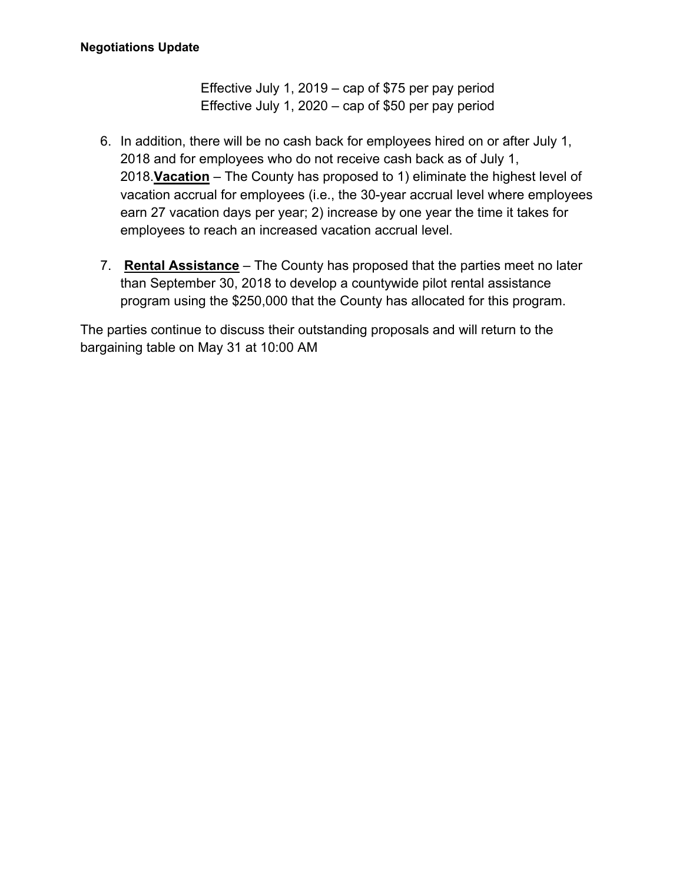Effective July 1, 2019 – cap of $75 per pay period
Effective July 1, 2020 – cap of $50 per pay period

6. In addition, there will be no cash back for employees hired on or after July 1, 2018 and for employees who do not receive cash back as of July 1, 2018.**Vacation** – The County has proposed to 1) eliminate the highest level of vacation accrual for employees (i.e., the 30-year accrual level where employees earn 27 vacation days per year; 2) increase by one year the time it takes for employees to reach an increased vacation accrual level.

7. **Rental Assistance** – The County has proposed that the parties meet no later than September 30, 2018 to develop a countywide pilot rental assistance program using the $250,000 that the County has allocated for this program.

The parties continue to discuss their outstanding proposals and will return to the bargaining table on May 31 at 10:00 AM